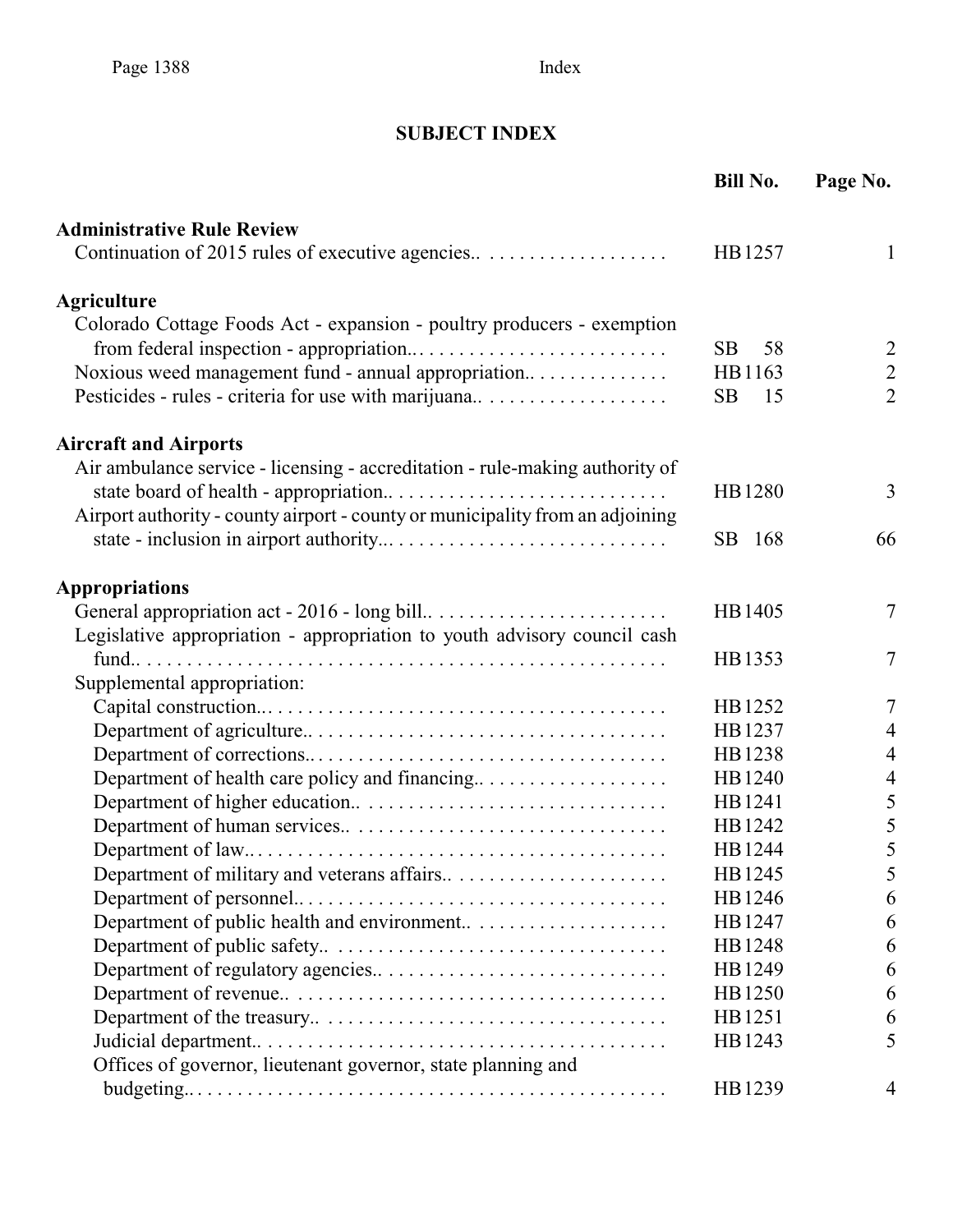# SUBJECT INDEX

| | Bill No. | Page No. |
|---|---|---|
| **Administrative Rule Review** | | |
| Continuation of 2015 rules of executive agencies.. | HB 1257 | 1 |
| **Agriculture** | | |
| Colorado Cottage Foods Act - expansion - poultry producers - exemption from federal inspection - appropriation.. | SB 58 | 2 |
| Noxious weed management fund - annual appropriation.. | HB 1163 | 2 |
| Pesticides - rules - criteria for use with marijuana.. | SB 15 | 2 |
| **Aircraft and Airports** | | |
| Air ambulance service - licensing - accreditation - rule-making authority of state board of health - appropriation.. | HB 1280 | 3 |
| Airport authority - county airport - county or municipality from an adjoining state - inclusion in airport authority.. | SB 168 | 66 |
| **Appropriations** | | |
| General appropriation act - 2016 - long bill.. | HB 1405 | 7 |
| Legislative appropriation - appropriation to youth advisory council cash fund.. | HB 1353 | 7 |
| Supplemental appropriation: | | |
| Capital construction.. | HB 1252 | 7 |
| Department of agriculture.. | HB 1237 | 4 |
| Department of corrections.. | HB 1238 | 4 |
| Department of health care policy and financing.. | HB 1240 | 4 |
| Department of higher education.. | HB 1241 | 5 |
| Department of human services.. | HB 1242 | 5 |
| Department of law.. | HB 1244 | 5 |
| Department of military and veterans affairs.. | HB 1245 | 5 |
| Department of personnel.. | HB 1246 | 6 |
| Department of public health and environment.. | HB 1247 | 6 |
| Department of public safety.. | HB 1248 | 6 |
| Department of regulatory agencies.. | HB 1249 | 6 |
| Department of revenue.. | HB 1250 | 6 |
| Department of the treasury.. | HB 1251 | 6 |
| Judicial department.. | HB 1243 | 5 |
| Offices of governor, lieutenant governor, state planning and budgeting.. | HB 1239 | 4 |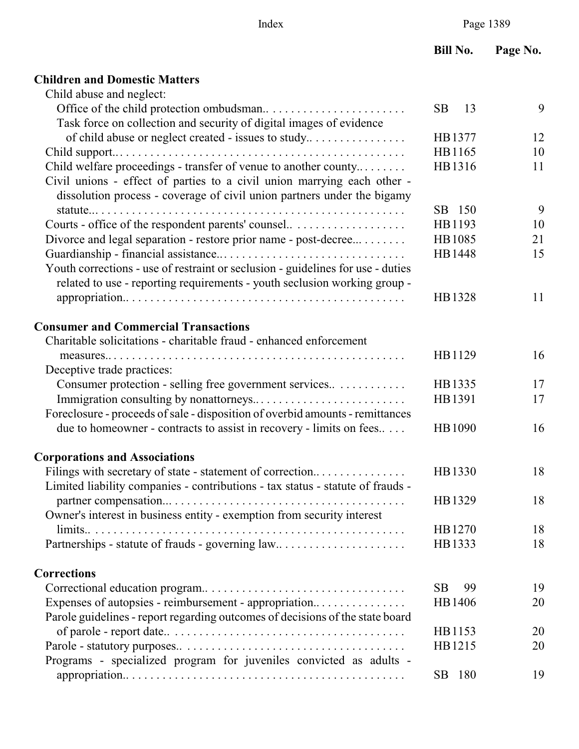| | Bill No. | Page No. |
|---|---|---|
| **Children and Domestic Matters** | | |
| Child abuse and neglect: | | |
| Office of the child protection ombudsman.. | SB 13 | 9 |
| Task force on collection and security of digital images of evidence of child abuse or neglect created - issues to study.. | HB1377 | 12 |
| Child support.. | HB1165 | 10 |
| Child welfare proceedings - transfer of venue to another county.. | HB1316 | 11 |
| Civil unions - effect of parties to a civil union marrying each other - dissolution process - coverage of civil union partners under the bigamy statute... | SB 150 | 9 |
| Courts - office of the respondent parents' counsel.. | HB1193 | 10 |
| Divorce and legal separation - restore prior name - post-decree... | HB1085 | 21 |
| Guardianship - financial assistance.. | HB1448 | 15 |
| Youth corrections - use of restraint or seclusion - guidelines for use - duties related to use - reporting requirements - youth seclusion working group - appropriation.. | HB1328 | 11 |
| **Consumer and Commercial Transactions** | | |
| Charitable solicitations - charitable fraud - enhanced enforcement measures.. | HB1129 | 16 |
| Deceptive trade practices: | | |
| Consumer protection - selling free government services.. | HB1335 | 17 |
| Immigration consulting by nonattorneys.. | HB1391 | 17 |
| Foreclosure - proceeds of sale - disposition of overbid amounts - remittances due to homeowner - contracts to assist in recovery - limits on fees.. | HB1090 | 16 |
| **Corporations and Associations** | | |
| Filings with secretary of state - statement of correction.. | HB1330 | 18 |
| Limited liability companies - contributions - tax status - statute of frauds - partner compensation... | HB1329 | 18 |
| Owner's interest in business entity - exemption from security interest limits.. | HB1270 | 18 |
| Partnerships - statute of frauds - governing law.. | HB1333 | 18 |
| **Corrections** | | |
| Correctional education program.. | SB 99 | 19 |
| Expenses of autopsies - reimbursement - appropriation.. | HB1406 | 20 |
| Parole guidelines - report regarding outcomes of decisions of the state board of parole - report date.. | HB1153 | 20 |
| Parole - statutory purposes.. | HB1215 | 20 |
| Programs - specialized program for juveniles convicted as adults - appropriation.. | SB 180 | 19 |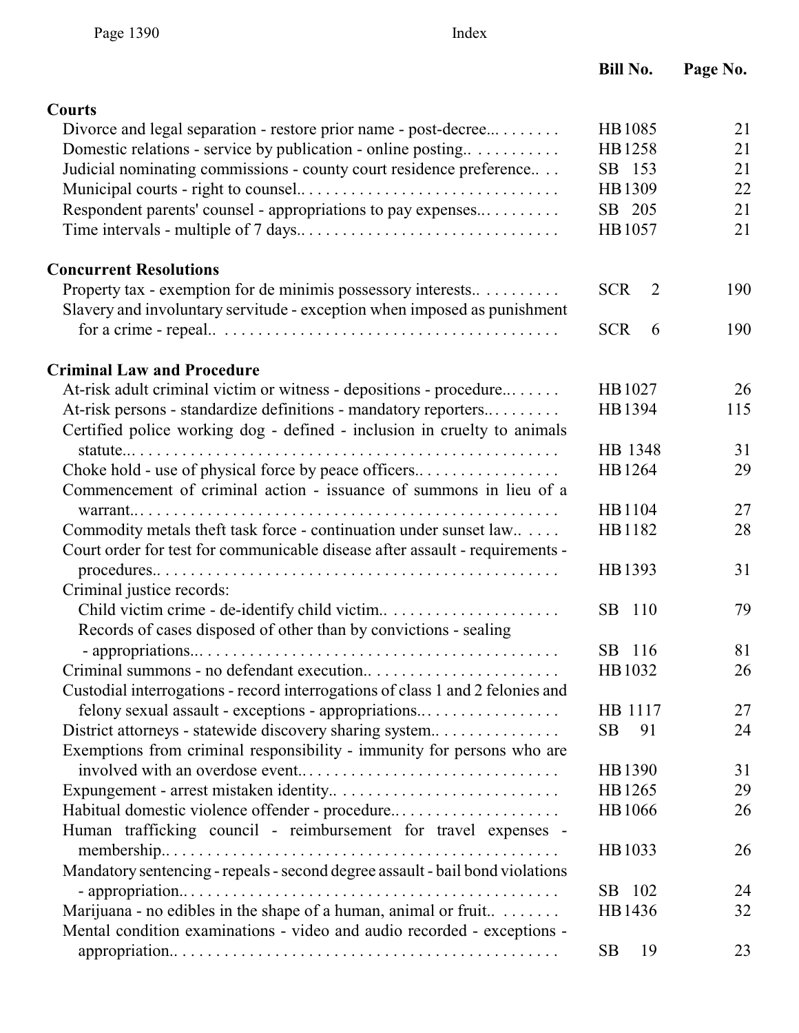| | Bill No. | Page No. |
|---|---|---|
| **Courts** | | |
| Divorce and legal separation - restore prior name - post-decree... | HB 1085 | 21 |
| Domestic relations - service by publication - online posting.. | HB 1258 | 21 |
| Judicial nominating commissions - county court residence preference.. | SB 153 | 21 |
| Municipal courts - right to counsel.. | HB 1309 | 22 |
| Respondent parents' counsel - appropriations to pay expenses... | SB 205 | 21 |
| Time intervals - multiple of 7 days.. | HB 1057 | 21 |
| **Concurrent Resolutions** | | |
| Property tax - exemption for de minimis possessory interests.. | SCR 2 | 190 |
| Slavery and involuntary servitude - exception when imposed as punishment for a crime - repeal.. | SCR 6 | 190 |
| **Criminal Law and Procedure** | | |
| At-risk adult criminal victim or witness - depositions - procedure... | HB 1027 | 26 |
| At-risk persons - standardize definitions - mandatory reporters.. | HB 1394 | 115 |
| Certified police working dog - defined - inclusion in cruelty to animals statute... | HB 1348 | 31 |
| Choke hold - use of physical force by peace officers.. | HB 1264 | 29 |
| Commencement of criminal action - issuance of summons in lieu of a warrant... | HB 1104 | 27 |
| Commodity metals theft task force - continuation under sunset law.. | HB 1182 | 28 |
| Court order for test for communicable disease after assault - requirements - procedures.. | HB 1393 | 31 |
| Criminal justice records: | | |
| Child victim crime - de-identify child victim.. | SB 110 | 79 |
| Records of cases disposed of other than by convictions - sealing - appropriations... | SB 116 | 81 |
| Criminal summons - no defendant execution.. | HB 1032 | 26 |
| Custodial interrogations - record interrogations of class 1 and 2 felonies and felony sexual assault - exceptions - appropriations.. | HB 1117 | 27 |
| District attorneys - statewide discovery sharing system.. | SB 91 | 24 |
| Exemptions from criminal responsibility - immunity for persons who are involved with an overdose event.. | HB 1390 | 31 |
| Expungement - arrest mistaken identity.. | HB 1265 | 29 |
| Habitual domestic violence offender - procedure.. | HB 1066 | 26 |
| Human trafficking council - reimbursement for travel expenses - membership.. | HB 1033 | 26 |
| Mandatory sentencing - repeals - second degree assault - bail bond violations - appropriation.. | SB 102 | 24 |
| Marijuana - no edibles in the shape of a human, animal or fruit.. | HB 1436 | 32 |
| Mental condition examinations - video and audio recorded - exceptions - appropriation.. | SB 19 | 23 |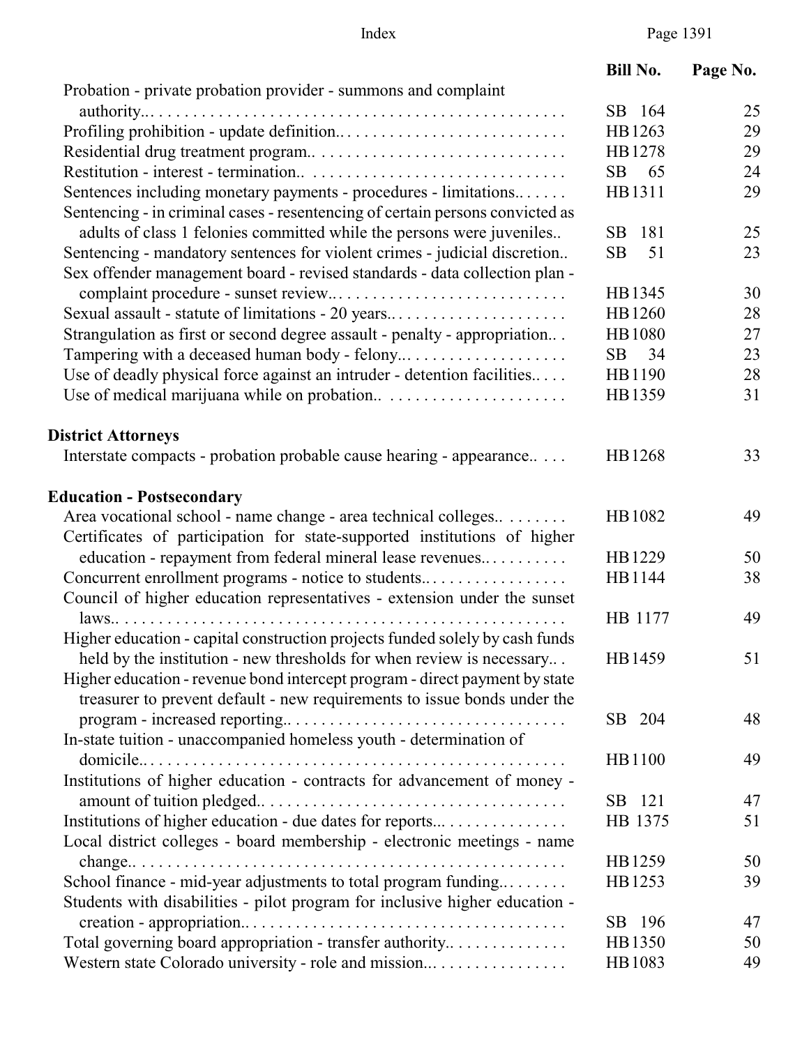| | Bill No. | Page No. |
|---|---|---|
| Probation - private probation provider - summons and complaint authority.. | SB 164 | 25 |
| Profiling prohibition - update definition.. | HB 1263 | 29 |
| Residential drug treatment program.. | HB 1278 | 29 |
| Restitution - interest - termination.. | SB 65 | 24 |
| Sentences including monetary payments - procedures - limitations.. | HB 1311 | 29 |
| Sentencing - in criminal cases - resentencing of certain persons convicted as adults of class 1 felonies committed while the persons were juveniles.. | SB 181 | 25 |
| Sentencing - mandatory sentences for violent crimes - judicial discretion.. | SB 51 | 23 |
| Sex offender management board - revised standards - data collection plan - complaint procedure - sunset review.. | HB 1345 | 30 |
| Sexual assault - statute of limitations - 20 years.. | HB 1260 | 28 |
| Strangulation as first or second degree assault - penalty - appropriation.. | HB 1080 | 27 |
| Tampering with a deceased human body - felony.. | SB 34 | 23 |
| Use of deadly physical force against an intruder - detention facilities.. | HB 1190 | 28 |
| Use of medical marijuana while on probation.. | HB 1359 | 31 |

**District Attorneys**

| | Bill No. | Page No. |
|---|---|---|
| Interstate compacts - probation probable cause hearing - appearance.. | HB 1268 | 33 |

**Education - Postsecondary**

| | Bill No. | Page No. |
|---|---|---|
| Area vocational school - name change - area technical colleges.. | HB 1082 | 49 |
| Certificates of participation for state-supported institutions of higher education - repayment from federal mineral lease revenues.. | HB 1229 | 50 |
| Concurrent enrollment programs - notice to students.. | HB 1144 | 38 |
| Council of higher education representatives - extension under the sunset laws.. | HB 1177 | 49 |
| Higher education - capital construction projects funded solely by cash funds held by the institution - new thresholds for when review is necessary.. | HB 1459 | 51 |
| Higher education - revenue bond intercept program - direct payment by state treasurer to prevent default - new requirements to issue bonds under the program - increased reporting.. | SB 204 | 48 |
| In-state tuition - unaccompanied homeless youth - determination of domicile.. | HB 1100 | 49 |
| Institutions of higher education - contracts for advancement of money - amount of tuition pledged.. | SB 121 | 47 |
| Institutions of higher education - due dates for reports... | HB 1375 | 51 |
| Local district colleges - board membership - electronic meetings - name change.. | HB 1259 | 50 |
| School finance - mid-year adjustments to total program funding.. | HB 1253 | 39 |
| Students with disabilities - pilot program for inclusive higher education - creation - appropriation.. | SB 196 | 47 |
| Total governing board appropriation - transfer authority.. | HB 1350 | 50 |
| Western state Colorado university - role and mission.. | HB 1083 | 49 |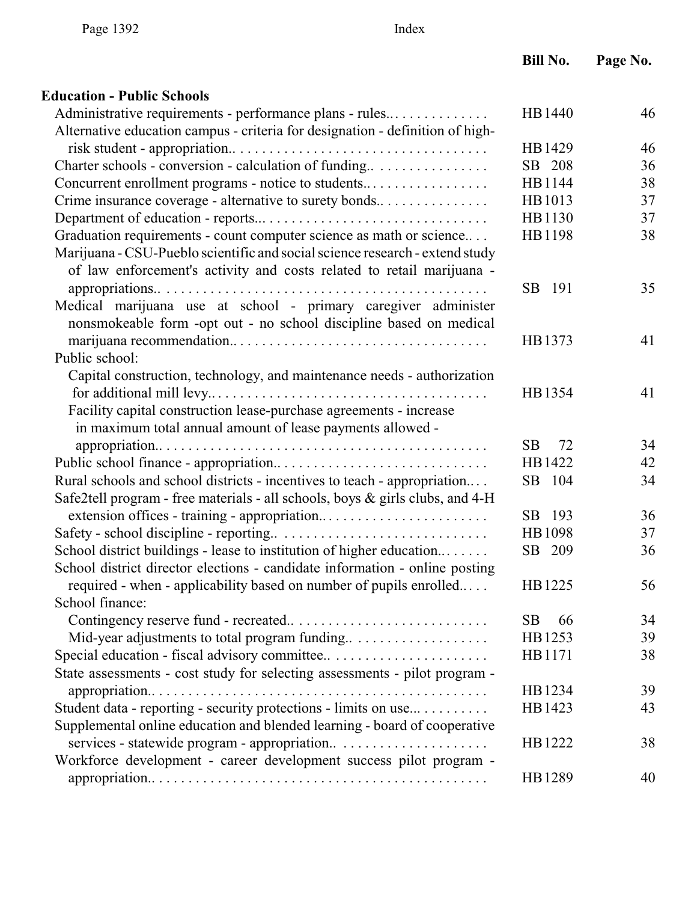| | Bill No. | Page No. |
|---|---|---|
| **Education - Public Schools** | | |
| Administrative requirements - performance plans - rules.. | HB 1440 | 46 |
| Alternative education campus - criteria for designation - definition of high-risk student - appropriation.. | HB 1429 | 46 |
| Charter schools - conversion - calculation of funding.. | SB 208 | 36 |
| Concurrent enrollment programs - notice to students.. | HB 1144 | 38 |
| Crime insurance coverage - alternative to surety bonds.. | HB 1013 | 37 |
| Department of education - reports... | HB 1130 | 37 |
| Graduation requirements - count computer science as math or science.. | HB 1198 | 38 |
| Marijuana - CSU-Pueblo scientific and social science research - extend study of law enforcement's activity and costs related to retail marijuana - appropriations.. | SB 191 | 35 |
| Medical marijuana use at school - primary caregiver administer nonsmokeable form -opt out - no school discipline based on medical marijuana recommendation.. | HB 1373 | 41 |
| Public school: | | |
| Capital construction, technology, and maintenance needs - authorization for additional mill levy.. | HB 1354 | 41 |
| Facility capital construction lease-purchase agreements - increase in maximum total annual amount of lease payments allowed - appropriation.. | SB 72 | 34 |
| Public school finance - appropriation.. | HB 1422 | 42 |
| Rural schools and school districts - incentives to teach - appropriation.. | SB 104 | 34 |
| Safe2tell program - free materials - all schools, boys & girls clubs, and 4-H extension offices - training - appropriation.. | SB 193 | 36 |
| Safety - school discipline - reporting.. | HB 1098 | 37 |
| School district buildings - lease to institution of higher education.. | SB 209 | 36 |
| School district director elections - candidate information - online posting required - when - applicability based on number of pupils enrolled.. | HB 1225 | 56 |
| School finance: | | |
| Contingency reserve fund - recreated.. | SB 66 | 34 |
| Mid-year adjustments to total program funding.. | HB 1253 | 39 |
| Special education - fiscal advisory committee.. | HB 1171 | 38 |
| State assessments - cost study for selecting assessments - pilot program - appropriation.. | HB 1234 | 39 |
| Student data - reporting - security protections - limits on use... | HB 1423 | 43 |
| Supplemental online education and blended learning - board of cooperative services - statewide program - appropriation.. | HB 1222 | 38 |
| Workforce development - career development success pilot program - appropriation.. | HB 1289 | 40 |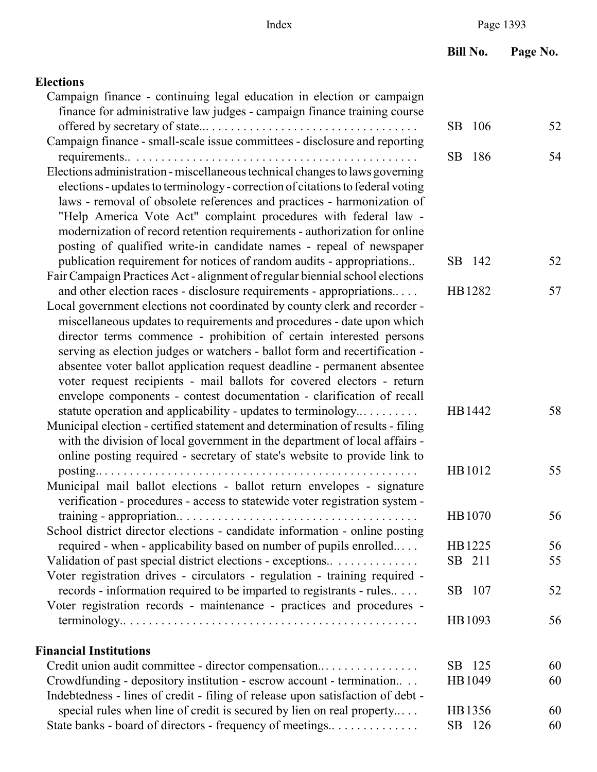| | Bill No. | Page No. |
|---|---|---|
| **Elections** | | |
| Campaign finance - continuing legal education in election or campaign finance for administrative law judges - campaign finance training course offered by secretary of state... | SB 106 | 52 |
| Campaign finance - small-scale issue committees - disclosure and reporting requirements.. | SB 186 | 54 |
| Elections administration - miscellaneous technical changes to laws governing elections - updates to terminology - correction of citations to federal voting laws - removal of obsolete references and practices - harmonization of "Help America Vote Act" complaint procedures with federal law - modernization of record retention requirements - authorization for online posting of qualified write-in candidate names - repeal of newspaper publication requirement for notices of random audits - appropriations.. | SB 142 | 52 |
| Fair Campaign Practices Act - alignment of regular biennial school elections and other election races - disclosure requirements - appropriations.. | HB 1282 | 57 |
| Local government elections not coordinated by county clerk and recorder - miscellaneous updates to requirements and procedures - date upon which director terms commence - prohibition of certain interested persons serving as election judges or watchers - ballot form and recertification - absentee voter ballot application request deadline - permanent absentee voter request recipients - mail ballots for covered electors - return envelope components - contest documentation - clarification of recall statute operation and applicability - updates to terminology... | HB 1442 | 58 |
| Municipal election - certified statement and determination of results - filing with the division of local government in the department of local affairs - online posting required - secretary of state's website to provide link to posting.. | HB 1012 | 55 |
| Municipal mail ballot elections - ballot return envelopes - signature verification - procedures - access to statewide voter registration system - training - appropriation.. | HB 1070 | 56 |
| School district director elections - candidate information - online posting required - when - applicability based on number of pupils enrolled.. | HB 1225 | 56 |
| Validation of past special district elections - exceptions.. | SB 211 | 55 |
| Voter registration drives - circulators - regulation - training required - records - information required to be imparted to registrants - rules.. | SB 107 | 52 |
| Voter registration records - maintenance - practices and procedures - terminology.. | HB 1093 | 56 |
| **Financial Institutions** | | |
| Credit union audit committee - director compensation.. | SB 125 | 60 |
| Crowdfunding - depository institution - escrow account - termination.. | HB 1049 | 60 |
| Indebtedness - lines of credit - filing of release upon satisfaction of debt - special rules when line of credit is secured by lien on real property.. | HB 1356 | 60 |
| State banks - board of directors - frequency of meetings.. | SB 126 | 60 |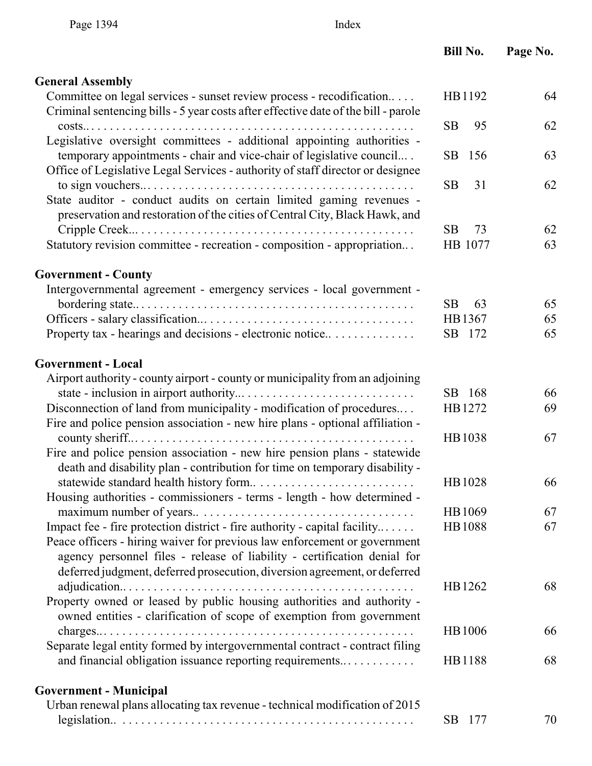| | Bill No. | Page No. |
|---|---|---|
| **General Assembly** | | |
| Committee on legal services - sunset review process - recodification.. . . . | HB 1192 | 64 |
| Criminal sentencing bills - 5 year costs after effective date of the bill - parole costs.. . . . | SB 95 | 62 |
| Legislative oversight committees - additional appointing authorities - temporary appointments - chair and vice-chair of legislative council... . | SB 156 | 63 |
| Office of Legislative Legal Services - authority of staff director or designee to sign vouchers.. . . . | SB 31 | 62 |
| State auditor - conduct audits on certain limited gaming revenues - preservation and restoration of the cities of Central City, Black Hawk, and Cripple Creek... . . . | SB 73 | 62 |
| Statutory revision committee - recreation - composition - appropriation.. . | HB 1077 | 63 |
| **Government - County** | | |
| Intergovernmental agreement - emergency services - local government - bordering state.. . . . | SB 63 | 65 |
| Officers - salary classification... . . . | HB 1367 | 65 |
| Property tax - hearings and decisions - electronic notice.. . . . | SB 172 | 65 |
| **Government - Local** | | |
| Airport authority - county airport - county or municipality from an adjoining state - inclusion in airport authority... . . . | SB 168 | 66 |
| Disconnection of land from municipality - modification of procedures.. . . | HB 1272 | 69 |
| Fire and police pension association - new hire plans - optional affiliation - county sheriff... . . . | HB 1038 | 67 |
| Fire and police pension association - new hire pension plans - statewide death and disability plan - contribution for time on temporary disability - statewide standard health history form.. . . . | HB 1028 | 66 |
| Housing authorities - commissioners - terms - length - how determined - maximum number of years.. . . . | HB 1069 | 67 |
| Impact fee - fire protection district - fire authority - capital facility.. . . . | HB 1088 | 67 |
| Peace officers - hiring waiver for previous law enforcement or government agency personnel files - release of liability - certification denial for deferred judgment, deferred prosecution, diversion agreement, or deferred adjudication.. . . . | HB 1262 | 68 |
| Property owned or leased by public housing authorities and authority - owned entities - clarification of scope of exemption from government charges.. . . . | HB 1006 | 66 |
| Separate legal entity formed by intergovernmental contract - contract filing and financial obligation issuance reporting requirements.. . . . | HB 1188 | 68 |
| **Government - Municipal** | | |
| Urban renewal plans allocating tax revenue - technical modification of 2015 legislation.. . . . | SB 177 | 70 |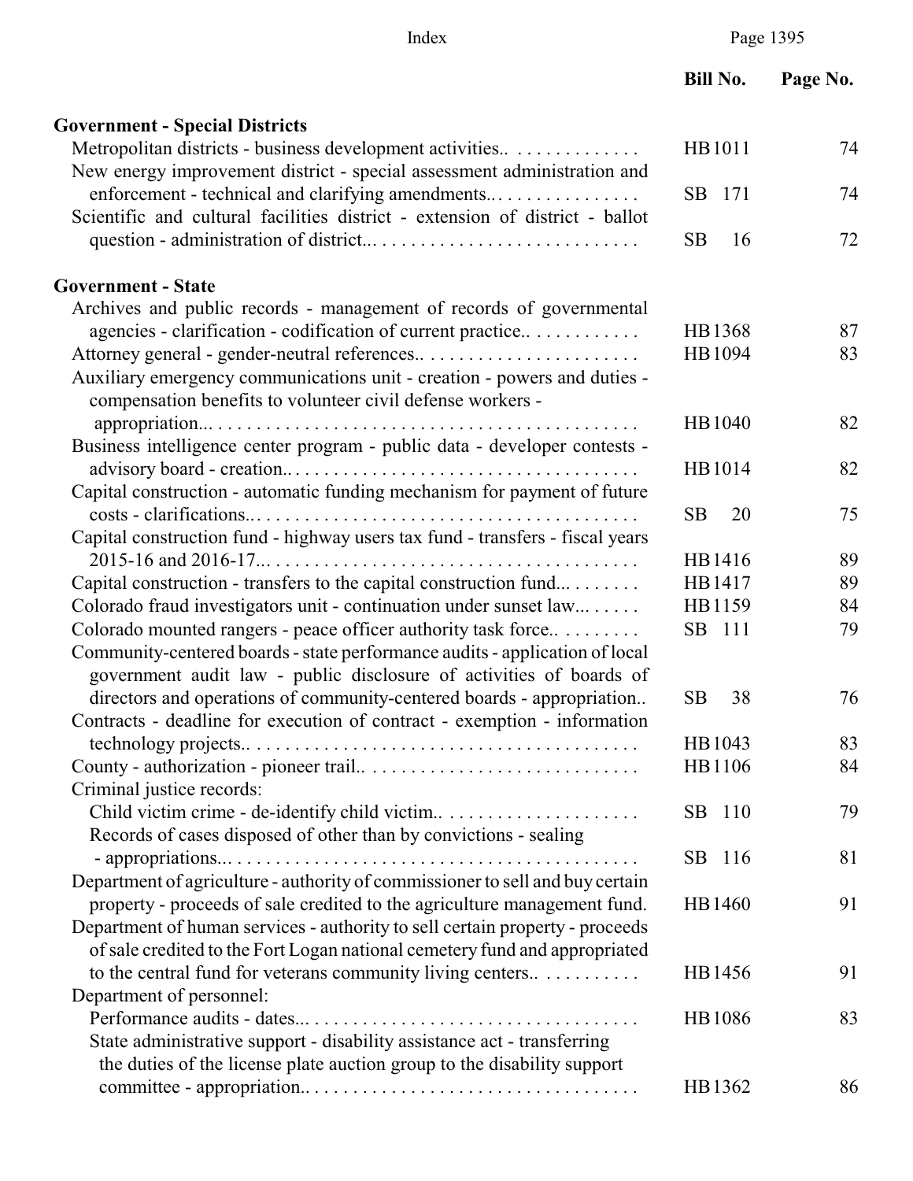| | Bill No. | Page No. |
|---|---|---|
| **Government - Special Districts** | | |
| Metropolitan districts - business development activities.. | HB 1011 | 74 |
| New energy improvement district - special assessment administration and enforcement - technical and clarifying amendments.. | SB 171 | 74 |
| Scientific and cultural facilities district - extension of district - ballot question - administration of district... | SB 16 | 72 |
| **Government - State** | | |
| Archives and public records - management of records of governmental agencies - clarification - codification of current practice.. | HB 1368 | 87 |
| Attorney general - gender-neutral references.. | HB 1094 | 83 |
| Auxiliary emergency communications unit - creation - powers and duties - compensation benefits to volunteer civil defense workers - appropriation... | HB 1040 | 82 |
| Business intelligence center program - public data - developer contests - advisory board - creation.. | HB 1014 | 82 |
| Capital construction - automatic funding mechanism for payment of future costs - clarifications.. | SB 20 | 75 |
| Capital construction fund - highway users tax fund - transfers - fiscal years 2015-16 and 2016-17... | HB 1416 | 89 |
| Capital construction - transfers to the capital construction fund... | HB 1417 | 89 |
| Colorado fraud investigators unit - continuation under sunset law... | HB 1159 | 84 |
| Colorado mounted rangers - peace officer authority task force.. | SB 111 | 79 |
| Community-centered boards - state performance audits - application of local government audit law - public disclosure of activities of boards of directors and operations of community-centered boards - appropriation.. | SB 38 | 76 |
| Contracts - deadline for execution of contract - exemption - information technology projects.. | HB 1043 | 83 |
| County - authorization - pioneer trail.. | HB 1106 | 84 |
| Criminal justice records: | | |
| Child victim crime - de-identify child victim.. | SB 110 | 79 |
| Records of cases disposed of other than by convictions - sealing - appropriations... | SB 116 | 81 |
| Department of agriculture - authority of commissioner to sell and buy certain property - proceeds of sale credited to the agriculture management fund. | HB 1460 | 91 |
| Department of human services - authority to sell certain property - proceeds of sale credited to the Fort Logan national cemetery fund and appropriated to the central fund for veterans community living centers.. | HB 1456 | 91 |
| Department of personnel: | | |
| Performance audits - dates... | HB 1086 | 83 |
| State administrative support - disability assistance act - transferring the duties of the license plate auction group to the disability support committee - appropriation.. | HB 1362 | 86 |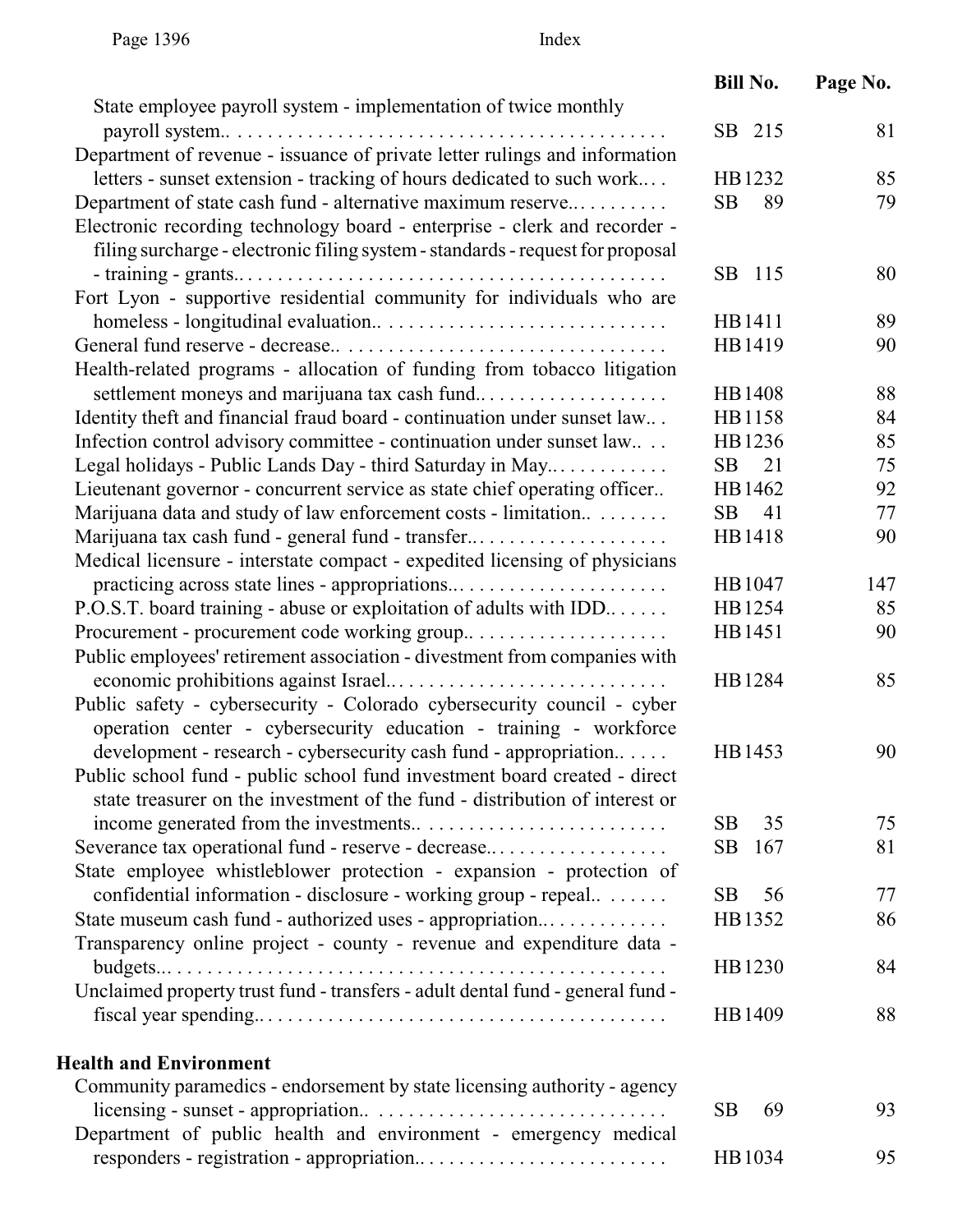| | Bill No. | Page No. |
|---|---|---|
| State employee payroll system - implementation of twice monthly payroll system. | SB 215 | 81 |
| Department of revenue - issuance of private letter rulings and information letters - sunset extension - tracking of hours dedicated to such work. | HB1232 | 85 |
| Department of state cash fund - alternative maximum reserve. | SB 89 | 79 |
| Electronic recording technology board - enterprise - clerk and recorder - filing surcharge - electronic filing system - standards - request for proposal - training - grants. | SB 115 | 80 |
| Fort Lyon - supportive residential community for individuals who are homeless - longitudinal evaluation. | HB1411 | 89 |
| General fund reserve - decrease. | HB1419 | 90 |
| Health-related programs - allocation of funding from tobacco litigation settlement moneys and marijuana tax cash fund. | HB1408 | 88 |
| Identity theft and financial fraud board - continuation under sunset law. | HB1158 | 84 |
| Infection control advisory committee - continuation under sunset law. | HB1236 | 85 |
| Legal holidays - Public Lands Day - third Saturday in May. | SB 21 | 75 |
| Lieutenant governor - concurrent service as state chief operating officer. | HB1462 | 92 |
| Marijuana data and study of law enforcement costs - limitation. | SB 41 | 77 |
| Marijuana tax cash fund - general fund - transfer. | HB1418 | 90 |
| Medical licensure - interstate compact - expedited licensing of physicians practicing across state lines - appropriations. | HB1047 | 147 |
| P.O.S.T. board training - abuse or exploitation of adults with IDD. | HB1254 | 85 |
| Procurement - procurement code working group. | HB1451 | 90 |
| Public employees' retirement association - divestment from companies with economic prohibitions against Israel. | HB1284 | 85 |
| Public safety - cybersecurity - Colorado cybersecurity council - cyber operation center - cybersecurity education - training - workforce development - research - cybersecurity cash fund - appropriation. | HB1453 | 90 |
| Public school fund - public school fund investment board created - direct state treasurer on the investment of the fund - distribution of interest or income generated from the investments. | SB 35 | 75 |
| Severance tax operational fund - reserve - decrease. | SB 167 | 81 |
| State employee whistleblower protection - expansion - protection of confidential information - disclosure - working group - repeal. | SB 56 | 77 |
| State museum cash fund - authorized uses - appropriation. | HB1352 | 86 |
| Transparency online project - county - revenue and expenditure data - budgets. | HB1230 | 84 |
| Unclaimed property trust fund - transfers - adult dental fund - general fund - fiscal year spending. | HB1409 | 88 |

**Health and Environment**

| | Bill No. | Page No. |
|---|---|---|
| Community paramedics - endorsement by state licensing authority - agency licensing - sunset - appropriation. | SB 69 | 93 |
| Department of public health and environment - emergency medical responders - registration - appropriation. | HB1034 | 95 |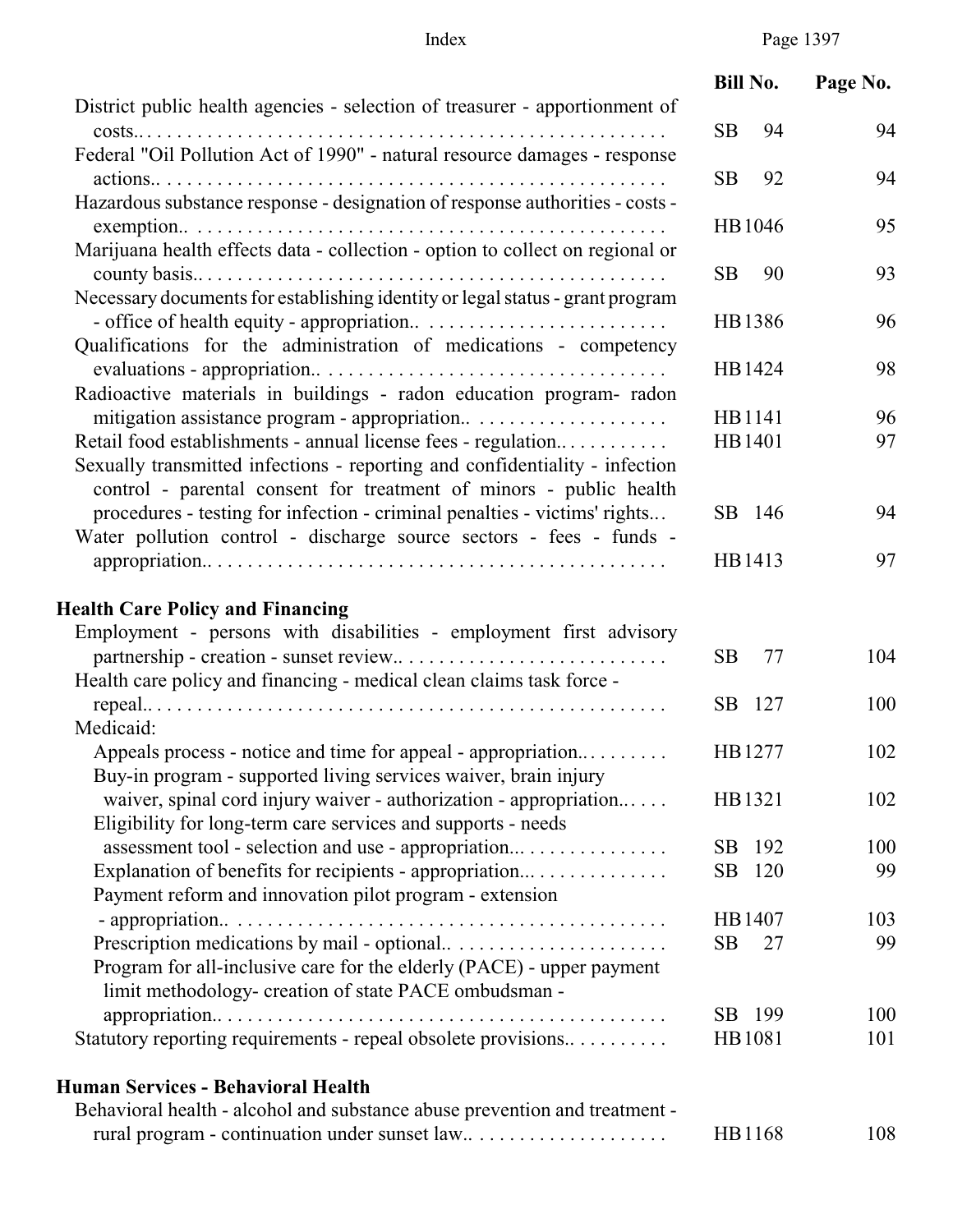| | Bill No. | Page No. |
|---|---|---|
| District public health agencies - selection of treasurer - apportionment of costs.. | SB 94 | 94 |
| Federal "Oil Pollution Act of 1990" - natural resource damages - response actions.. | SB 92 | 94 |
| Hazardous substance response - designation of response authorities - costs - exemption.. | HB 1046 | 95 |
| Marijuana health effects data - collection - option to collect on regional or county basis.. | SB 90 | 93 |
| Necessary documents for establishing identity or legal status - grant program - office of health equity - appropriation.. | HB 1386 | 96 |
| Qualifications for the administration of medications - competency evaluations - appropriation.. | HB 1424 | 98 |
| Radioactive materials in buildings - radon education program- radon mitigation assistance program - appropriation.. | HB 1141 | 96 |
| Retail food establishments - annual license fees - regulation.. | HB 1401 | 97 |
| Sexually transmitted infections - reporting and confidentiality - infection control - parental consent for treatment of minors - public health procedures - testing for infection - criminal penalties - victims' rights... | SB 146 | 94 |
| Water pollution control - discharge source sectors - fees - funds - appropriation.. | HB 1413 | 97 |
| **Health Care Policy and Financing** | | |
| Employment - persons with disabilities - employment first advisory partnership - creation - sunset review.. | SB 77 | 104 |
| Health care policy and financing - medical clean claims task force - repeal.. | SB 127 | 100 |
| Medicaid: | | |
| Appeals process - notice and time for appeal - appropriation.. | HB 1277 | 102 |
| Buy-in program - supported living services waiver, brain injury waiver, spinal cord injury waiver - authorization - appropriation.. | HB 1321 | 102 |
| Eligibility for long-term care services and supports - needs assessment tool - selection and use - appropriation... | SB 192 | 100 |
| Explanation of benefits for recipients - appropriation... | SB 120 | 99 |
| Payment reform and innovation pilot program - extension - appropriation.. | HB 1407 | 103 |
| Prescription medications by mail - optional.. | SB 27 | 99 |
| Program for all-inclusive care for the elderly (PACE) - upper payment limit methodology- creation of state PACE ombudsman - appropriation.. | SB 199 | 100 |
| Statutory reporting requirements - repeal obsolete provisions.. | HB 1081 | 101 |
| **Human Services - Behavioral Health** | | |
| Behavioral health - alcohol and substance abuse prevention and treatment - rural program - continuation under sunset law.. | HB 1168 | 108 |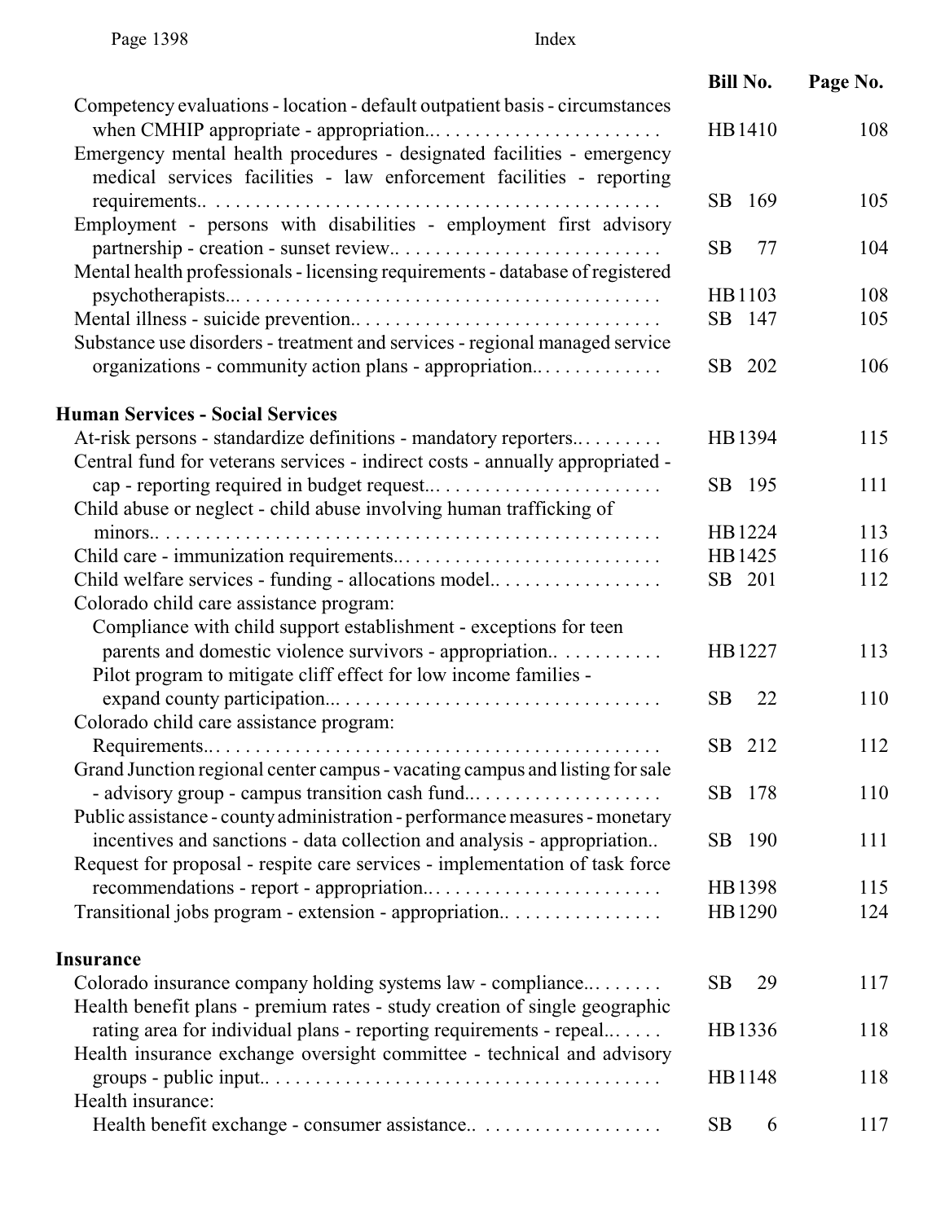| | Bill No. | Page No. |
|---|---|---|
| Competency evaluations - location - default outpatient basis - circumstances when CMHIP appropriate - appropriation... | HB 1410 | 108 |
| Emergency mental health procedures - designated facilities - emergency medical services facilities - law enforcement facilities - reporting requirements.. | SB 169 | 105 |
| Employment - persons with disabilities - employment first advisory partnership - creation - sunset review.. | SB 77 | 104 |
| Mental health professionals - licensing requirements - database of registered psychotherapists... | HB 1103 | 108 |
| Mental illness - suicide prevention.. | SB 147 | 105 |
| Substance use disorders - treatment and services - regional managed service organizations - community action plans - appropriation.. | SB 202 | 106 |
| **Human Services - Social Services** | | |
| At-risk persons - standardize definitions - mandatory reporters.. | HB 1394 | 115 |
| Central fund for veterans services - indirect costs - annually appropriated - cap - reporting required in budget request... | SB 195 | 111 |
| Child abuse or neglect - child abuse involving human trafficking of minors.. | HB 1224 | 113 |
| Child care - immunization requirements... | HB 1425 | 116 |
| Child welfare services - funding - allocations model.. | SB 201 | 112 |
| Colorado child care assistance program: | | |
| Compliance with child support establishment - exceptions for teen parents and domestic violence survivors - appropriation.. | HB 1227 | 113 |
| Pilot program to mitigate cliff effect for low income families - expand county participation... | SB 22 | 110 |
| Colorado child care assistance program: | | |
| Requirements.. | SB 212 | 112 |
| Grand Junction regional center campus - vacating campus and listing for sale - advisory group - campus transition cash fund... | SB 178 | 110 |
| Public assistance - county administration - performance measures - monetary incentives and sanctions - data collection and analysis - appropriation.. | SB 190 | 111 |
| Request for proposal - respite care services - implementation of task force recommendations - report - appropriation.. | HB 1398 | 115 |
| Transitional jobs program - extension - appropriation.. | HB 1290 | 124 |
| **Insurance** | | |
| Colorado insurance company holding systems law - compliance... | SB 29 | 117 |
| Health benefit plans - premium rates - study creation of single geographic rating area for individual plans - reporting requirements - repeal... | HB 1336 | 118 |
| Health insurance exchange oversight committee - technical and advisory groups - public input.. | HB 1148 | 118 |
| Health insurance: | | |
| Health benefit exchange - consumer assistance.. | SB 6 | 117 |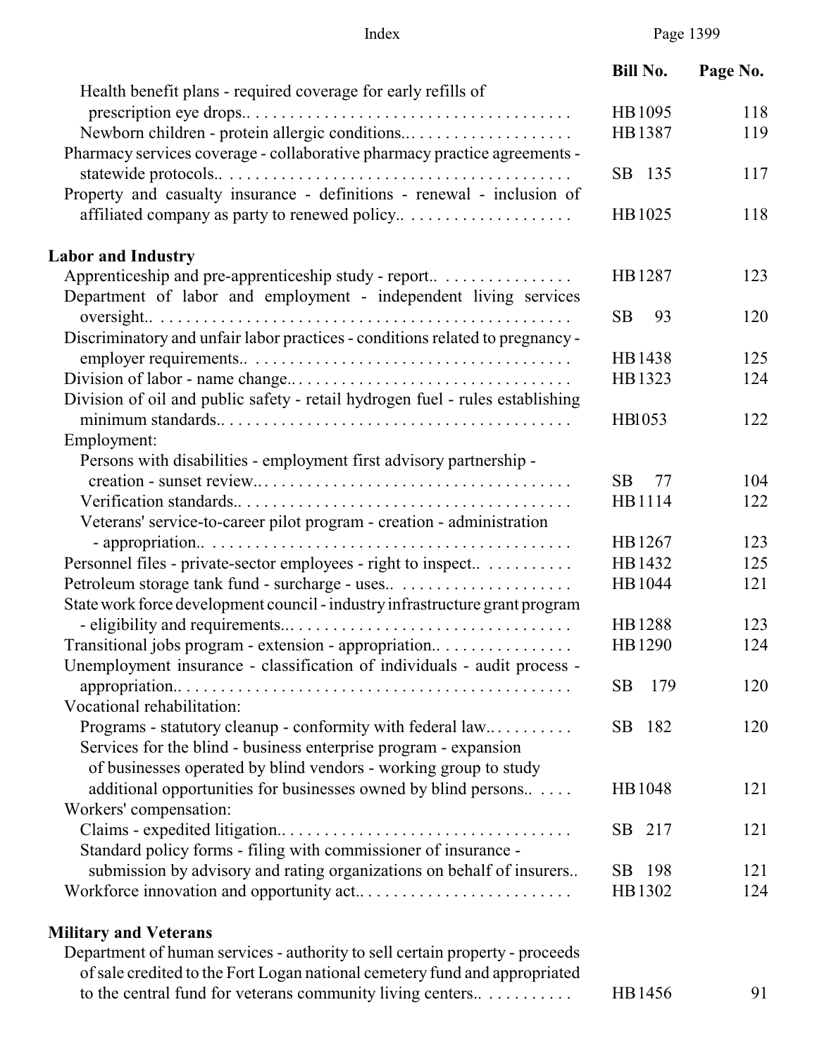| | Bill No. | Page No. |
|---|---|---|
| Health benefit plans - required coverage for early refills of prescription eye drops.. | HB 1095 | 118 |
| Newborn children - protein allergic conditions.. | HB 1387 | 119 |
| Pharmacy services coverage - collaborative pharmacy practice agreements - statewide protocols.. | SB 135 | 117 |
| Property and casualty insurance - definitions - renewal - inclusion of affiliated company as party to renewed policy.. | HB 1025 | 118 |

**Labor and Industry**

| | Bill No. | Page No. |
|---|---|---|
| Apprenticeship and pre-apprenticeship study - report.. | HB 1287 | 123 |
| Department of labor and employment - independent living services oversight.. | SB 93 | 120 |
| Discriminatory and unfair labor practices - conditions related to pregnancy - employer requirements.. | HB 1438 | 125 |
| Division of labor - name change.. | HB 1323 | 124 |
| Division of oil and public safety - retail hydrogen fuel - rules establishing minimum standards.. | HBl053 | 122 |
| Employment: | | |
| Persons with disabilities - employment first advisory partnership - creation - sunset review.. | SB 77 | 104 |
| Verification standards.. | HB 1114 | 122 |
| Veterans' service-to-career pilot program - creation - administration - appropriation.. | HB 1267 | 123 |
| Personnel files - private-sector employees - right to inspect.. | HB 1432 | 125 |
| Petroleum storage tank fund - surcharge - uses.. | HB 1044 | 121 |
| State work force development council - industry infrastructure grant program - eligibility and requirements.. | HB 1288 | 123 |
| Transitional jobs program - extension - appropriation.. | HB 1290 | 124 |
| Unemployment insurance - classification of individuals - audit process - appropriation.. | SB 179 | 120 |
| Vocational rehabilitation: | | |
| Programs - statutory cleanup - conformity with federal law.. | SB 182 | 120 |
| Services for the blind - business enterprise program - expansion of businesses operated by blind vendors - working group to study additional opportunities for businesses owned by blind persons.. | HB 1048 | 121 |
| Workers' compensation: | | |
| Claims - expedited litigation.. | SB 217 | 121 |
| Standard policy forms - filing with commissioner of insurance - submission by advisory and rating organizations on behalf of insurers.. | SB 198 | 121 |
| Workforce innovation and opportunity act.. | HB 1302 | 124 |

**Military and Veterans**

| | Bill No. | Page No. |
|---|---|---|
| Department of human services - authority to sell certain property - proceeds of sale credited to the Fort Logan national cemetery fund and appropriated to the central fund for veterans community living centers.. | HB 1456 | 91 |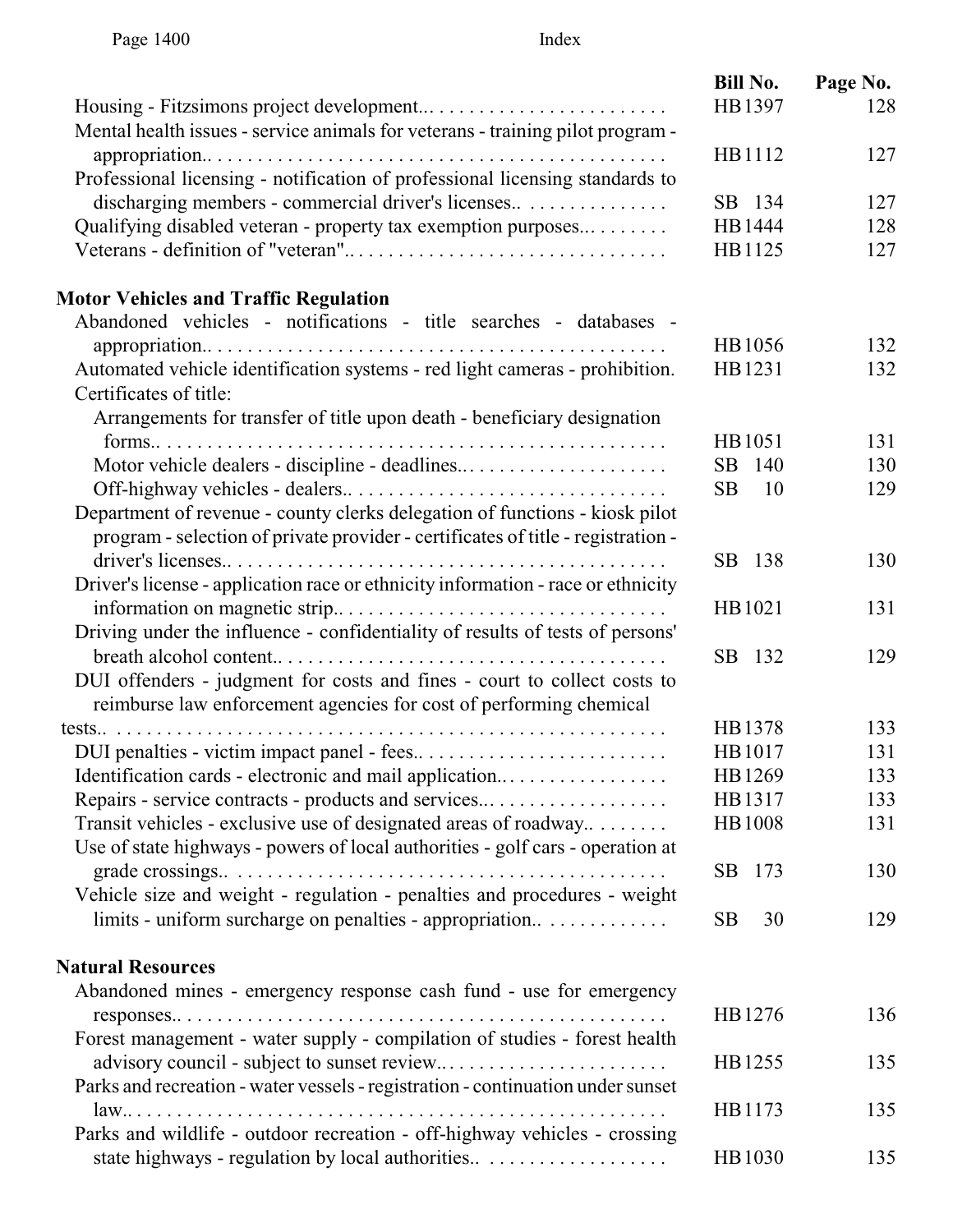| | Bill No. | Page No. |
|---|---|---|
| Housing - Fitzsimons project development... | HB 1397 | 128 |
| Mental health issues - service animals for veterans - training pilot program - appropriation.. | HB 1112 | 127 |
| Professional licensing - notification of professional licensing standards to discharging members - commercial driver's licenses.. | SB 134 | 127 |
| Qualifying disabled veteran - property tax exemption purposes... | HB 1444 | 128 |
| Veterans - definition of "veteran".. | HB 1125 | 127 |

**Motor Vehicles and Traffic Regulation**

| | Bill No. | Page No. |
|---|---|---|
| Abandoned vehicles - notifications - title searches - databases - appropriation.. | HB 1056 | 132 |
| Automated vehicle identification systems - red light cameras - prohibition. | HB 1231 | 132 |
| Certificates of title: | | |
| Arrangements for transfer of title upon death - beneficiary designation forms.. | HB 1051 | 131 |
| Motor vehicle dealers - discipline - deadlines... | SB 140 | 130 |
| Off-highway vehicles - dealers.. | SB 10 | 129 |
| Department of revenue - county clerks delegation of functions - kiosk pilot program - selection of private provider - certificates of title - registration - driver's licenses.. | SB 138 | 130 |
| Driver's license - application race or ethnicity information - race or ethnicity information on magnetic strip.. | HB 1021 | 131 |
| Driving under the influence - confidentiality of results of tests of persons' breath alcohol content.. | SB 132 | 129 |
| DUI offenders - judgment for costs and fines - court to collect costs to reimburse law enforcement agencies for cost of performing chemical tests.. | HB 1378 | 133 |
| DUI penalties - victim impact panel - fees.. | HB 1017 | 131 |
| Identification cards - electronic and mail application... | HB 1269 | 133 |
| Repairs - service contracts - products and services... | HB 1317 | 133 |
| Transit vehicles - exclusive use of designated areas of roadway.. | HB 1008 | 131 |
| Use of state highways - powers of local authorities - golf cars - operation at grade crossings.. | SB 173 | 130 |
| Vehicle size and weight - regulation - penalties and procedures - weight limits - uniform surcharge on penalties - appropriation.. | SB 30 | 129 |

**Natural Resources**

| | Bill No. | Page No. |
|---|---|---|
| Abandoned mines - emergency response cash fund - use for emergency responses.. | HB 1276 | 136 |
| Forest management - water supply - compilation of studies - forest health advisory council - subject to sunset review... | HB 1255 | 135 |
| Parks and recreation - water vessels - registration - continuation under sunset law.. | HB 1173 | 135 |
| Parks and wildlife - outdoor recreation - off-highway vehicles - crossing state highways - regulation by local authorities.. | HB 1030 | 135 |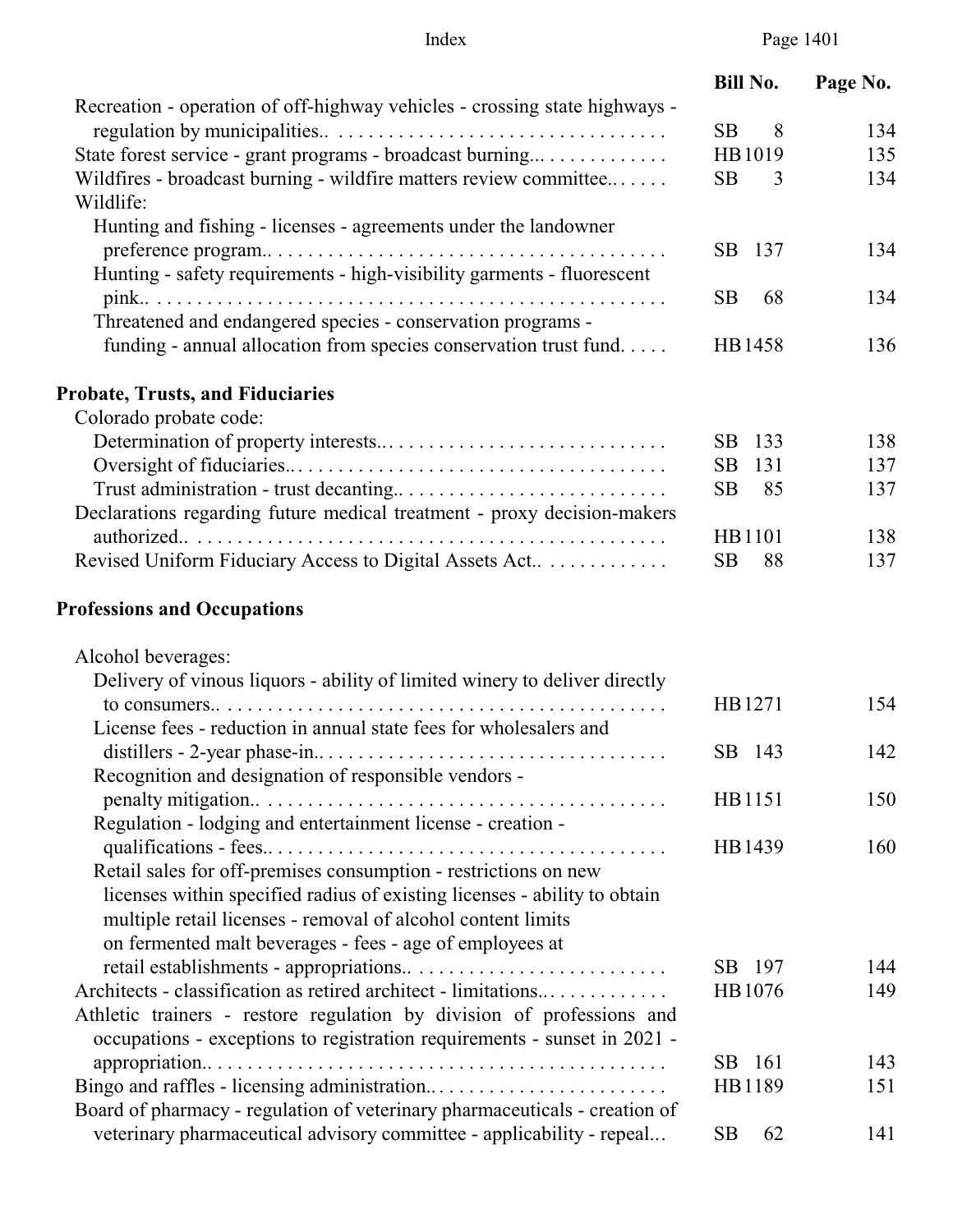| | Bill No. | Page No. |
|---|---|---|
| Recreation - operation of off-highway vehicles - crossing state highways - regulation by municipalities.. | SB 8 | 134 |
| State forest service - grant programs - broadcast burning... | HB 1019 | 135 |
| Wildfires - broadcast burning - wildfire matters review committee.. | SB 3 | 134 |
| Wildlife: | | |
| Hunting and fishing - licenses - agreements under the landowner preference program.. | SB 137 | 134 |
| Hunting - safety requirements - high-visibility garments - fluorescent pink.. | SB 68 | 134 |
| Threatened and endangered species - conservation programs - funding - annual allocation from species conservation trust fund. | HB 1458 | 136 |

## Probate, Trusts, and Fiduciaries

| | Bill No. | Page No. |
|---|---|---|
| Colorado probate code: | | |
| Determination of property interests.. | SB 133 | 138 |
| Oversight of fiduciaries.. | SB 131 | 137 |
| Trust administration - trust decanting.. | SB 85 | 137 |
| Declarations regarding future medical treatment - proxy decision-makers authorized.. | HB 1101 | 138 |
| Revised Uniform Fiduciary Access to Digital Assets Act.. | SB 88 | 137 |

## Professions and Occupations

| | Bill No. | Page No. |
|---|---|---|
| Alcohol beverages: | | |
| Delivery of vinous liquors - ability of limited winery to deliver directly to consumers.. | HB 1271 | 154 |
| License fees - reduction in annual state fees for wholesalers and distillers - 2-year phase-in.. | SB 143 | 142 |
| Recognition and designation of responsible vendors - penalty mitigation.. | HB 1151 | 150 |
| Regulation - lodging and entertainment license - creation - qualifications - fees.. | HB 1439 | 160 |
| Retail sales for off-premises consumption - restrictions on new licenses within specified radius of existing licenses - ability to obtain multiple retail licenses - removal of alcohol content limits on fermented malt beverages - fees - age of employees at retail establishments - appropriations.. | SB 197 | 144 |
| Architects - classification as retired architect - limitations.. | HB 1076 | 149 |
| Athletic trainers - restore regulation by division of professions and occupations - exceptions to registration requirements - sunset in 2021 - appropriation.. | SB 161 | 143 |
| Bingo and raffles - licensing administration.. | HB 1189 | 151 |
| Board of pharmacy - regulation of veterinary pharmaceuticals - creation of veterinary pharmaceutical advisory committee - applicability - repeal... | SB 62 | 141 |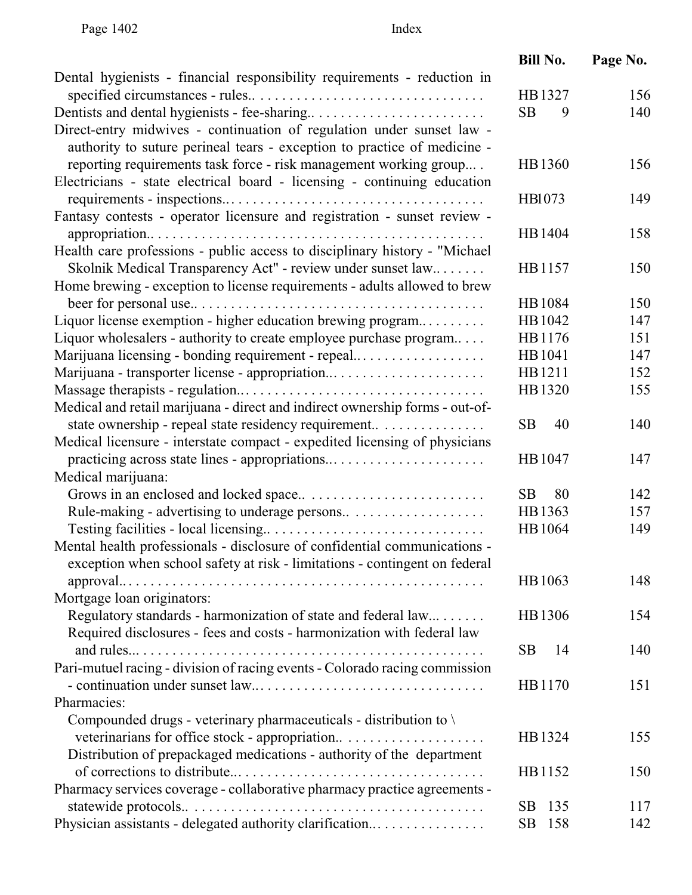| | Bill No. | Page No. |
|---|---|---|
| Dental hygienists - financial responsibility requirements - reduction in specified circumstances - rules.. | HB 1327 | 156 |
| Dentists and dental hygienists - fee-sharing.. | SB 9 | 140 |
| Direct-entry midwives - continuation of regulation under sunset law - authority to suture perineal tears - exception to practice of medicine - reporting requirements task force - risk management working group... | HB 1360 | 156 |
| Electricians - state electrical board - licensing - continuing education requirements - inspections.. | HBl073 | 149 |
| Fantasy contests - operator licensure and registration - sunset review - appropriation.. | HB 1404 | 158 |
| Health care professions - public access to disciplinary history - "Michael Skolnik Medical Transparency Act" - review under sunset law.. | HB 1157 | 150 |
| Home brewing - exception to license requirements - adults allowed to brew beer for personal use.. | HB 1084 | 150 |
| Liquor license exemption - higher education brewing program.. | HB 1042 | 147 |
| Liquor wholesalers - authority to create employee purchase program.. | HB 1176 | 151 |
| Marijuana licensing - bonding requirement - repeal.. | HB 1041 | 147 |
| Marijuana - transporter license - appropriation.. | HB 1211 | 152 |
| Massage therapists - regulation.. | HB 1320 | 155 |
| Medical and retail marijuana - direct and indirect ownership forms - out-of-state ownership - repeal state residency requirement.. | SB 40 | 140 |
| Medical licensure - interstate compact - expedited licensing of physicians practicing across state lines - appropriations.. | HB 1047 | 147 |
| Medical marijuana: | | |
| Grows in an enclosed and locked space.. | SB 80 | 142 |
| Rule-making - advertising to underage persons.. | HB 1363 | 157 |
| Testing facilities - local licensing.. | HB 1064 | 149 |
| Mental health professionals - disclosure of confidential communications - exception when school safety at risk - limitations - contingent on federal approval.. | HB 1063 | 148 |
| Mortgage loan originators: | | |
| Regulatory standards - harmonization of state and federal law... | HB 1306 | 154 |
| Required disclosures - fees and costs - harmonization with federal law and rules... | SB 14 | 140 |
| Pari-mutuel racing - division of racing events - Colorado racing commission - continuation under sunset law.. | HB 1170 | 151 |
| Pharmacies: | | |
| Compounded drugs - veterinary pharmaceuticals - distribution to \ veterinarians for office stock - appropriation.. | HB 1324 | 155 |
| Distribution of prepackaged medications - authority of the department of corrections to distribute.. | HB 1152 | 150 |
| Pharmacy services coverage - collaborative pharmacy practice agreements - statewide protocols.. | SB 135 | 117 |
| Physician assistants - delegated authority clarification.. | SB 158 | 142 |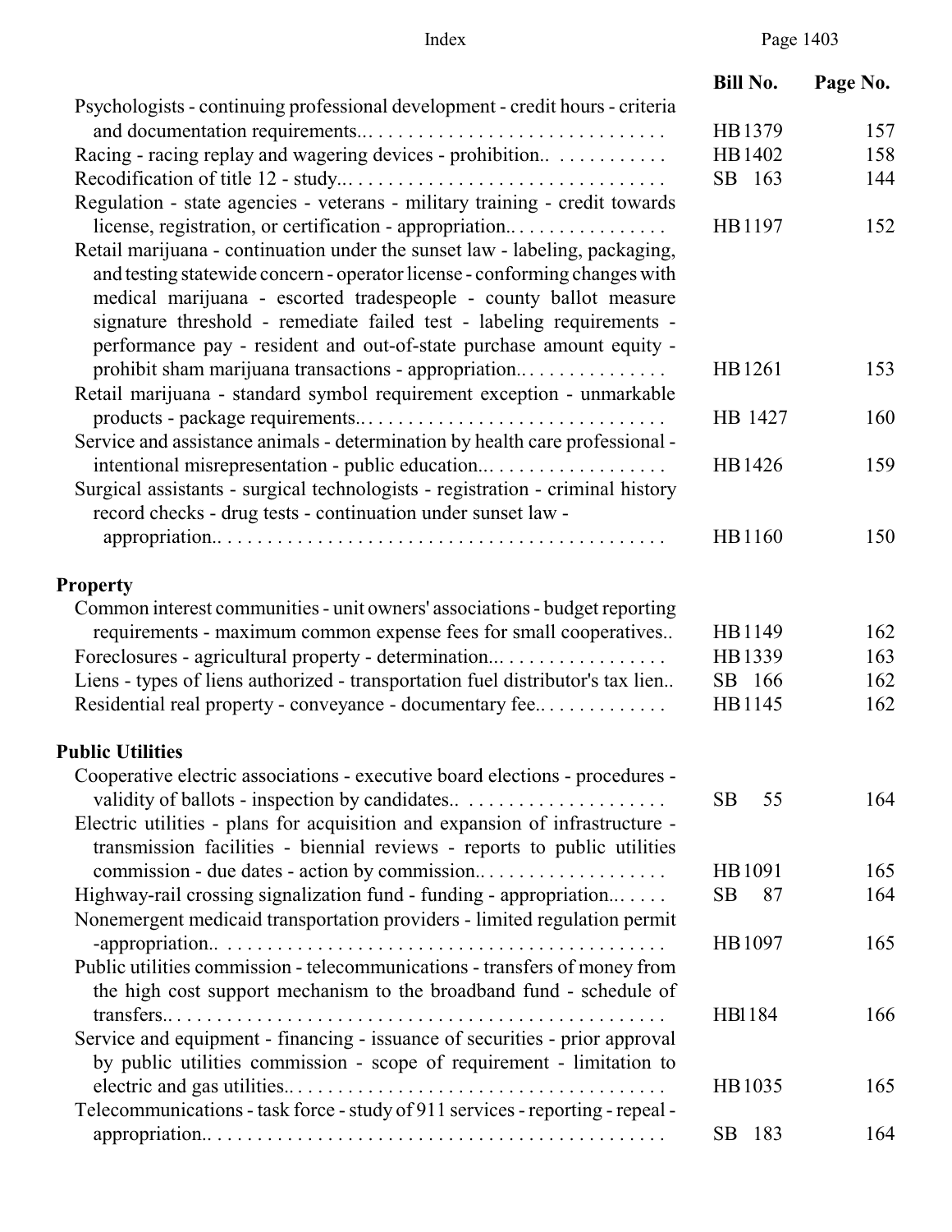| | Bill No. | Page No. |
|---|---|---|
| Psychologists - continuing professional development - credit hours - criteria and documentation requirements.. | HB 1379 | 157 |
| Racing - racing replay and wagering devices - prohibition.. | HB 1402 | 158 |
| Recodification of title 12 - study.. | SB 163 | 144 |
| Regulation - state agencies - veterans - military training - credit towards license, registration, or certification - appropriation.. | HB 1197 | 152 |
| Retail marijuana - continuation under the sunset law - labeling, packaging, and testing statewide concern - operator license - conforming changes with medical marijuana - escorted tradespeople - county ballot measure signature threshold - remediate failed test - labeling requirements - performance pay - resident and out-of-state purchase amount equity - prohibit sham marijuana transactions - appropriation.. | HB 1261 | 153 |
| Retail marijuana - standard symbol requirement exception - unmarkable products - package requirements.. | HB 1427 | 160 |
| Service and assistance animals - determination by health care professional - intentional misrepresentation - public education.. | HB 1426 | 159 |
| Surgical assistants - surgical technologists - registration - criminal history record checks - drug tests - continuation under sunset law - appropriation.. | HB 1160 | 150 |

## Property

| | Bill No. | Page No. |
|---|---|---|
| Common interest communities - unit owners' associations - budget reporting requirements - maximum common expense fees for small cooperatives.. | HB 1149 | 162 |
| Foreclosures - agricultural property - determination.. | HB 1339 | 163 |
| Liens - types of liens authorized - transportation fuel distributor's tax lien.. | SB 166 | 162 |
| Residential real property - conveyance - documentary fee.. | HB 1145 | 162 |

## Public Utilities

| | Bill No. | Page No. |
|---|---|---|
| Cooperative electric associations - executive board elections - procedures - validity of ballots - inspection by candidates.. | SB 55 | 164 |
| Electric utilities - plans for acquisition and expansion of infrastructure - transmission facilities - biennial reviews - reports to public utilities commission - due dates - action by commission.. | HB 1091 | 165 |
| Highway-rail crossing signalization fund - funding - appropriation.. | SB 87 | 164 |
| Nonemergent medicaid transportation providers - limited regulation permit -appropriation.. | HB 1097 | 165 |
| Public utilities commission - telecommunications - transfers of money from the high cost support mechanism to the broadband fund - schedule of transfers.. | HBl184 | 166 |
| Service and equipment - financing - issuance of securities - prior approval by public utilities commission - scope of requirement - limitation to electric and gas utilities.. | HB 1035 | 165 |
| Telecommunications - task force - study of 911 services - reporting - repeal - appropriation.. | SB 183 | 164 |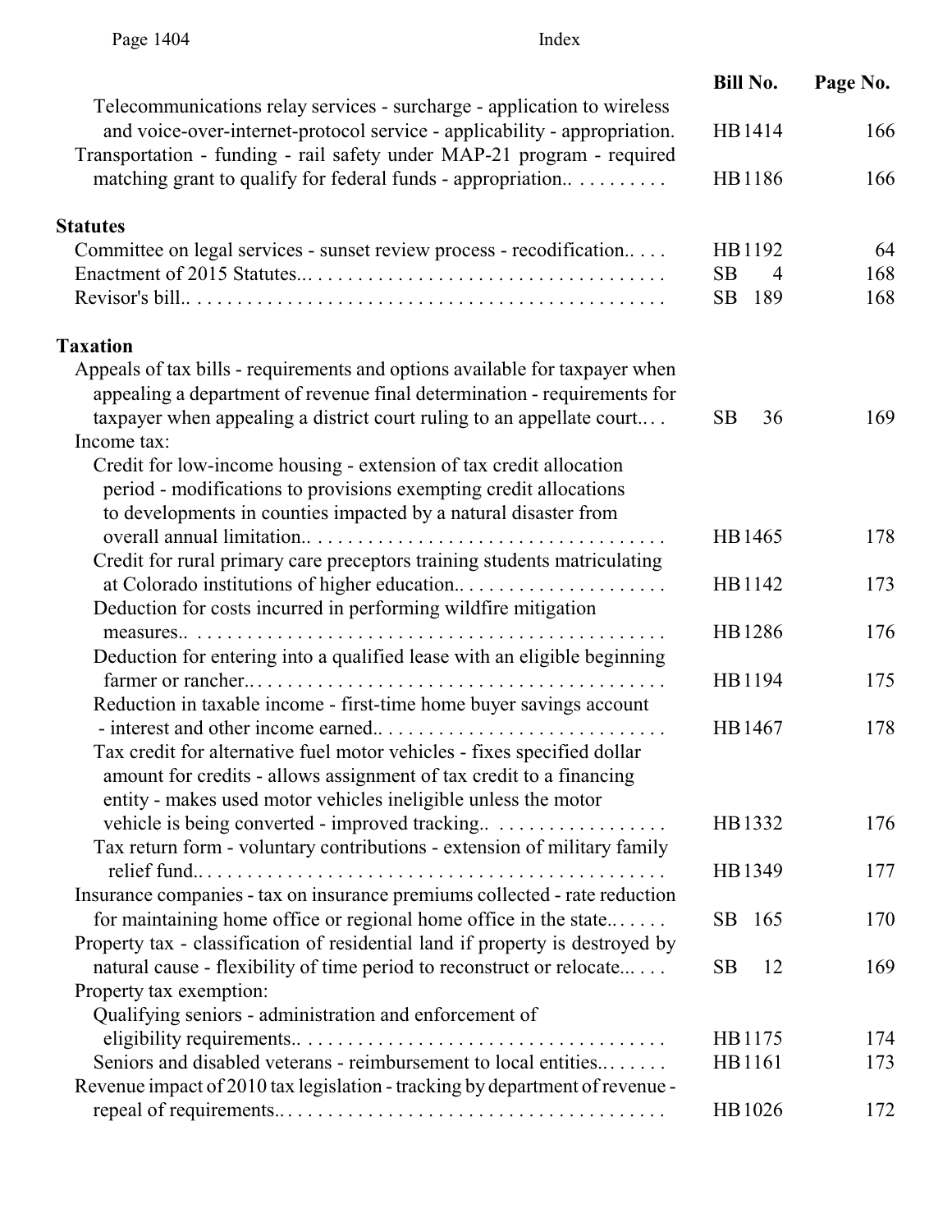| | Bill No. | Page No. |
|---|---|---|
| Telecommunications relay services - surcharge - application to wireless and voice-over-internet-protocol service - applicability - appropriation. | HB1414 | 166 |
| Transportation - funding - rail safety under MAP-21 program - required matching grant to qualify for federal funds - appropriation.. | HB1186 | 166 |
| **Statutes** | | |
| Committee on legal services - sunset review process - recodification.. | HB1192 | 64 |
| Enactment of 2015 Statutes... | SB 4 | 168 |
| Revisor's bill.. | SB 189 | 168 |
| **Taxation** | | |
| Appeals of tax bills - requirements and options available for taxpayer when appealing a department of revenue final determination - requirements for taxpayer when appealing a district court ruling to an appellate court.. | SB 36 | 169 |
| Income tax: | | |
| Credit for low-income housing - extension of tax credit allocation period - modifications to provisions exempting credit allocations to developments in counties impacted by a natural disaster from overall annual limitation.. | HB1465 | 178 |
| Credit for rural primary care preceptors training students matriculating at Colorado institutions of higher education.. | HB1142 | 173 |
| Deduction for costs incurred in performing wildfire mitigation measures.. | HB1286 | 176 |
| Deduction for entering into a qualified lease with an eligible beginning farmer or rancher.. | HB1194 | 175 |
| Reduction in taxable income - first-time home buyer savings account - interest and other income earned.. | HB1467 | 178 |
| Tax credit for alternative fuel motor vehicles - fixes specified dollar amount for credits - allows assignment of tax credit to a financing entity - makes used motor vehicles ineligible unless the motor vehicle is being converted - improved tracking.. | HB1332 | 176 |
| Tax return form - voluntary contributions - extension of military family relief fund.. | HB1349 | 177 |
| Insurance companies - tax on insurance premiums collected - rate reduction for maintaining home office or regional home office in the state.. | SB 165 | 170 |
| Property tax - classification of residential land if property is destroyed by natural cause - flexibility of time period to reconstruct or relocate... | SB 12 | 169 |
| Property tax exemption: | | |
| Qualifying seniors - administration and enforcement of eligibility requirements.. | HB1175 | 174 |
| Seniors and disabled veterans - reimbursement to local entities.. | HB1161 | 173 |
| Revenue impact of 2010 tax legislation - tracking by department of revenue - repeal of requirements.. | HB1026 | 172 |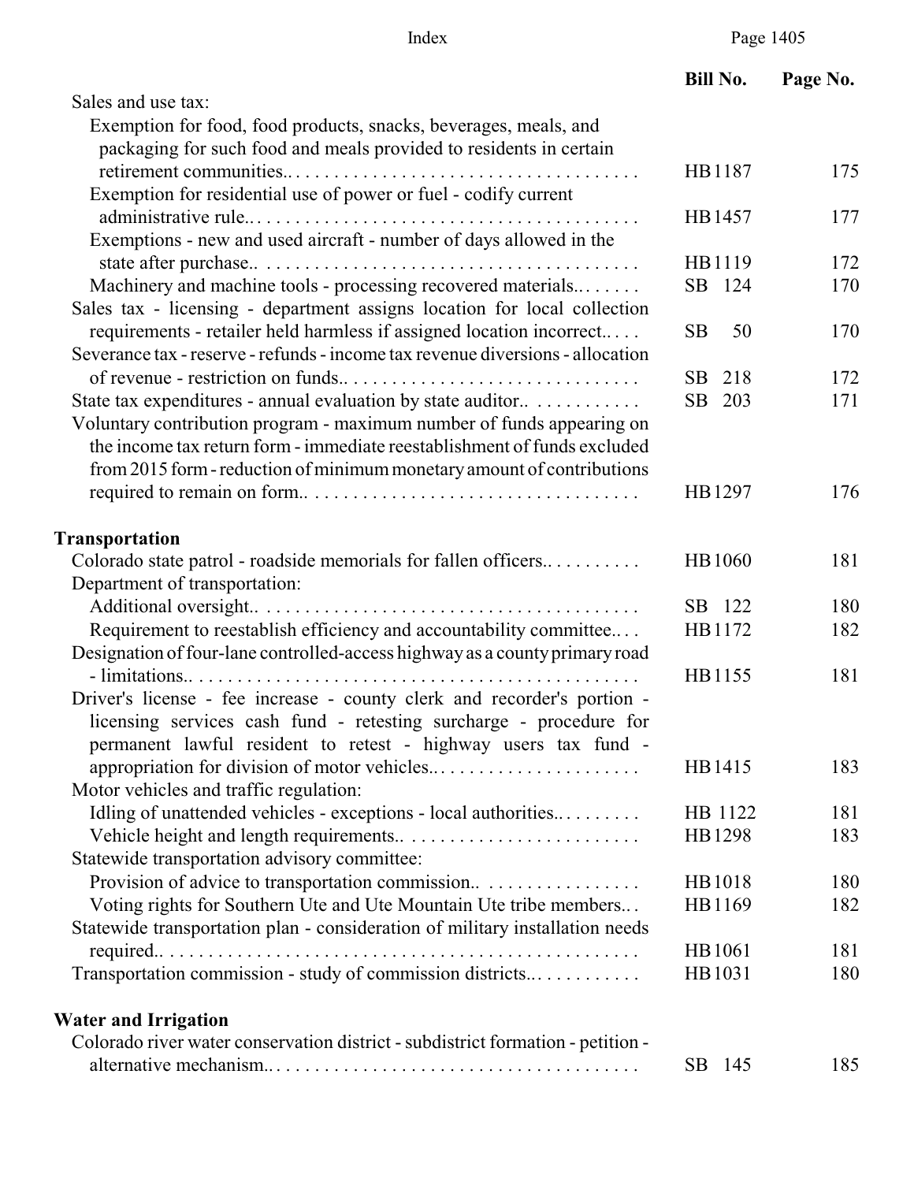| | Bill No. | Page No. |
|---|---|---|
| Sales and use tax: | | |
| Exemption for food, food products, snacks, beverages, meals, and packaging for such food and meals provided to residents in certain retirement communities. | HB 1187 | 175 |
| Exemption for residential use of power or fuel - codify current administrative rule. | HB 1457 | 177 |
| Exemptions - new and used aircraft - number of days allowed in the state after purchase. | HB 1119 | 172 |
| Machinery and machine tools - processing recovered materials. | SB 124 | 170 |
| Sales tax - licensing - department assigns location for local collection requirements - retailer held harmless if assigned location incorrect. | SB 50 | 170 |
| Severance tax - reserve - refunds - income tax revenue diversions - allocation of revenue - restriction on funds. | SB 218 | 172 |
| State tax expenditures - annual evaluation by state auditor. | SB 203 | 171 |
| Voluntary contribution program - maximum number of funds appearing on the income tax return form - immediate reestablishment of funds excluded from 2015 form - reduction of minimum monetary amount of contributions required to remain on form. | HB 1297 | 176 |

**Transportation**

| | Bill No. | Page No. |
|---|---|---|
| Colorado state patrol - roadside memorials for fallen officers. | HB 1060 | 181 |
| Department of transportation: | | |
| Additional oversight. | SB 122 | 180 |
| Requirement to reestablish efficiency and accountability committee. | HB 1172 | 182 |
| Designation of four-lane controlled-access highway as a county primary road - limitations. | HB 1155 | 181 |
| Driver's license - fee increase - county clerk and recorder's portion - licensing services cash fund - retesting surcharge - procedure for permanent lawful resident to retest - highway users tax fund - appropriation for division of motor vehicles. | HB 1415 | 183 |
| Motor vehicles and traffic regulation: | | |
| Idling of unattended vehicles - exceptions - local authorities. | HB 1122 | 181 |
| Vehicle height and length requirements. | HB 1298 | 183 |
| Statewide transportation advisory committee: | | |
| Provision of advice to transportation commission. | HB 1018 | 180 |
| Voting rights for Southern Ute and Ute Mountain Ute tribe members. | HB 1169 | 182 |
| Statewide transportation plan - consideration of military installation needs required. | HB 1061 | 181 |
| Transportation commission - study of commission districts. | HB 1031 | 180 |

**Water and Irrigation**

| | Bill No. | Page No. |
|---|---|---|
| Colorado river water conservation district - subdistrict formation - petition - alternative mechanism. | SB 145 | 185 |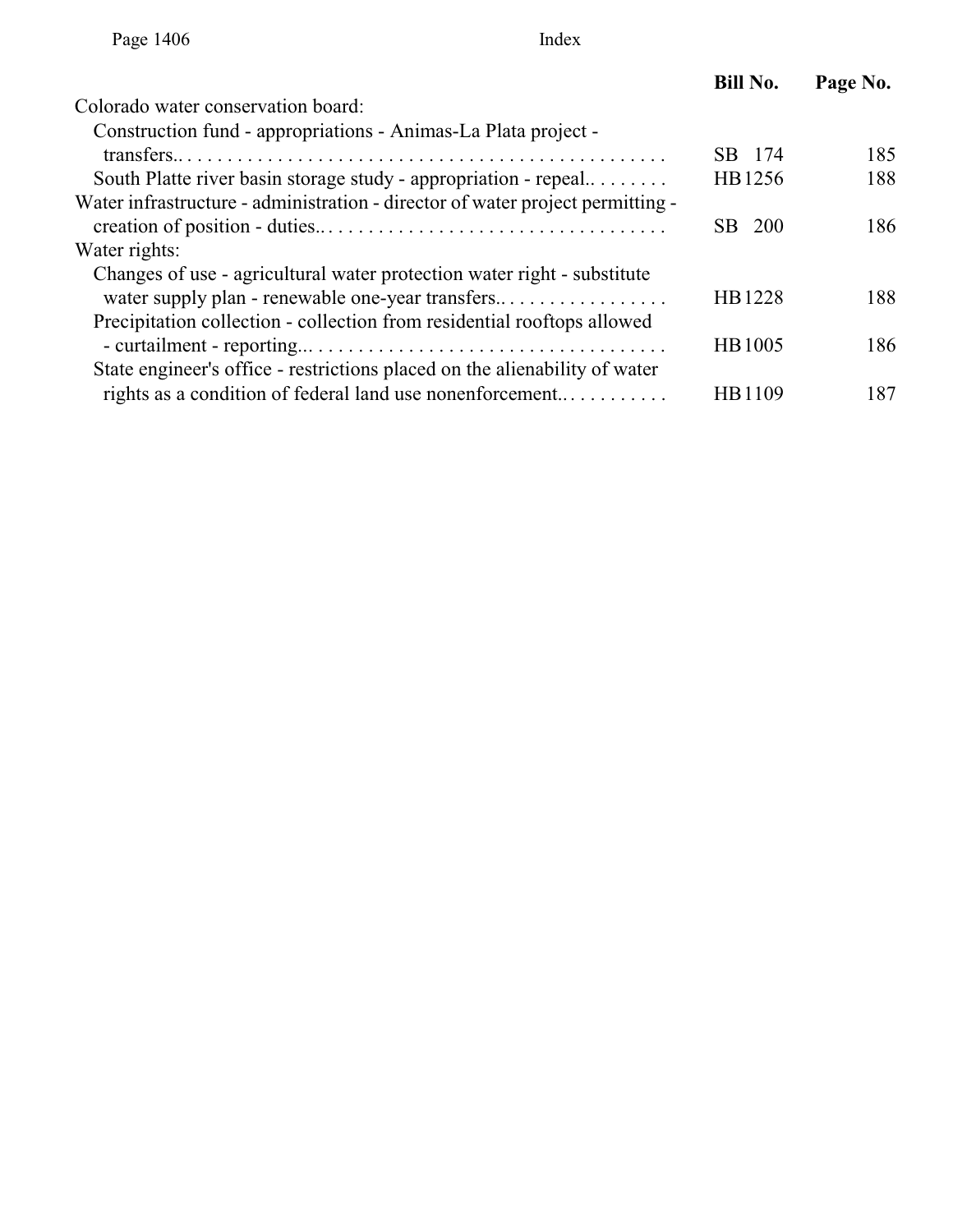| | Bill No. | Page No. |
|---|---|---|
| Colorado water conservation board: | | |
| Construction fund - appropriations - Animas-La Plata project - transfers.. | SB 174 | 185 |
| South Platte river basin storage study - appropriation - repeal.. | HB1256 | 188 |
| Water infrastructure - administration - director of water project permitting - creation of position - duties.. | SB 200 | 186 |
| Water rights: | | |
| Changes of use - agricultural water protection water right - substitute water supply plan - renewable one-year transfers.. | HB1228 | 188 |
| Precipitation collection - collection from residential rooftops allowed - curtailment - reporting... | HB1005 | 186 |
| State engineer's office - restrictions placed on the alienability of water rights as a condition of federal land use nonenforcement.. | HB1109 | 187 |